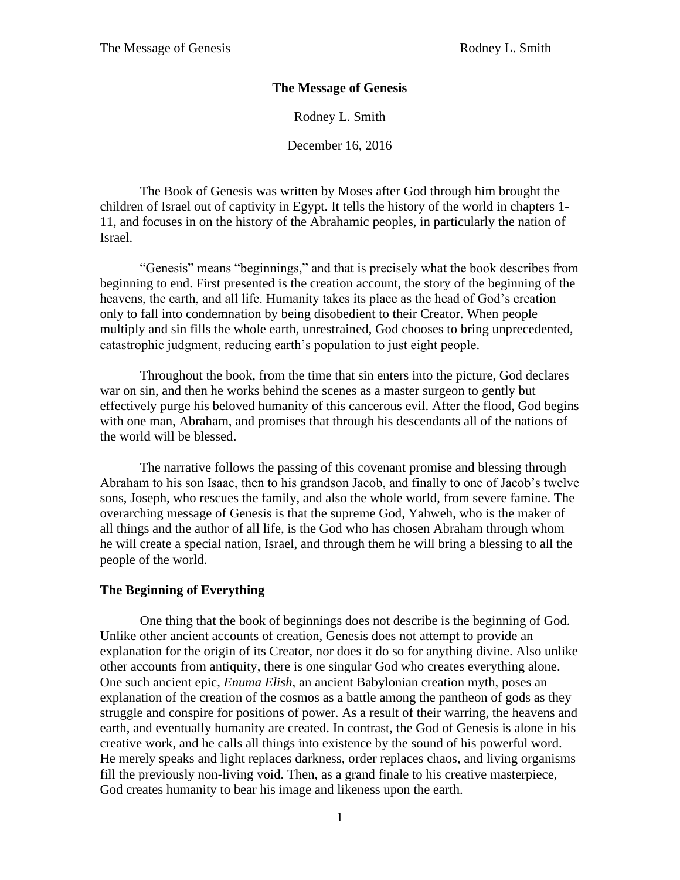# The Message of Genesis

Rodney L. Smith

December 16, 2016

The Book of Genesis was written by Moses after God through him brought the children of Israel out of captivity in Egypt. It tells the history of the world in chapters 1-11, and focuses in on the history of the Abrahamic peoples, in particularly the nation of Israel.

"Genesis" means "beginnings," and that is precisely what the book describes from beginning to end. First presented is the creation account, the story of the beginning of the heavens, the earth, and all life. Humanity takes its place as the head of God's creation only to fall into condemnation by being disobedient to their Creator. When people multiply and sin fills the whole earth, unrestrained, God chooses to bring unprecedented, catastrophic judgment, reducing earth's population to just eight people.

Throughout the book, from the time that sin enters into the picture, God declares war on sin, and then he works behind the scenes as a master surgeon to gently but effectively purge his beloved humanity of this cancerous evil. After the flood, God begins with one man, Abraham, and promises that through his descendants all of the nations of the world will be blessed.

The narrative follows the passing of this covenant promise and blessing through Abraham to his son Isaac, then to his grandson Jacob, and finally to one of Jacob's twelve sons, Joseph, who rescues the family, and also the whole world, from severe famine. The overarching message of Genesis is that the supreme God, Yahweh, who is the maker of all things and the author of all life, is the God who has chosen Abraham through whom he will create a special nation, Israel, and through them he will bring a blessing to all the people of the world.

## The Beginning of Everything

One thing that the book of beginnings does not describe is the beginning of God. Unlike other ancient accounts of creation, Genesis does not attempt to provide an explanation for the origin of its Creator, nor does it do so for anything divine. Also unlike other accounts from antiquity, there is one singular God who creates everything alone. One such ancient epic, *Enuma Elish*, an ancient Babylonian creation myth, poses an explanation of the creation of the cosmos as a battle among the pantheon of gods as they struggle and conspire for positions of power. As a result of their warring, the heavens and earth, and eventually humanity are created. In contrast, the God of Genesis is alone in his creative work, and he calls all things into existence by the sound of his powerful word. He merely speaks and light replaces darkness, order replaces chaos, and living organisms fill the previously non-living void. Then, as a grand finale to his creative masterpiece, God creates humanity to bear his image and likeness upon the earth.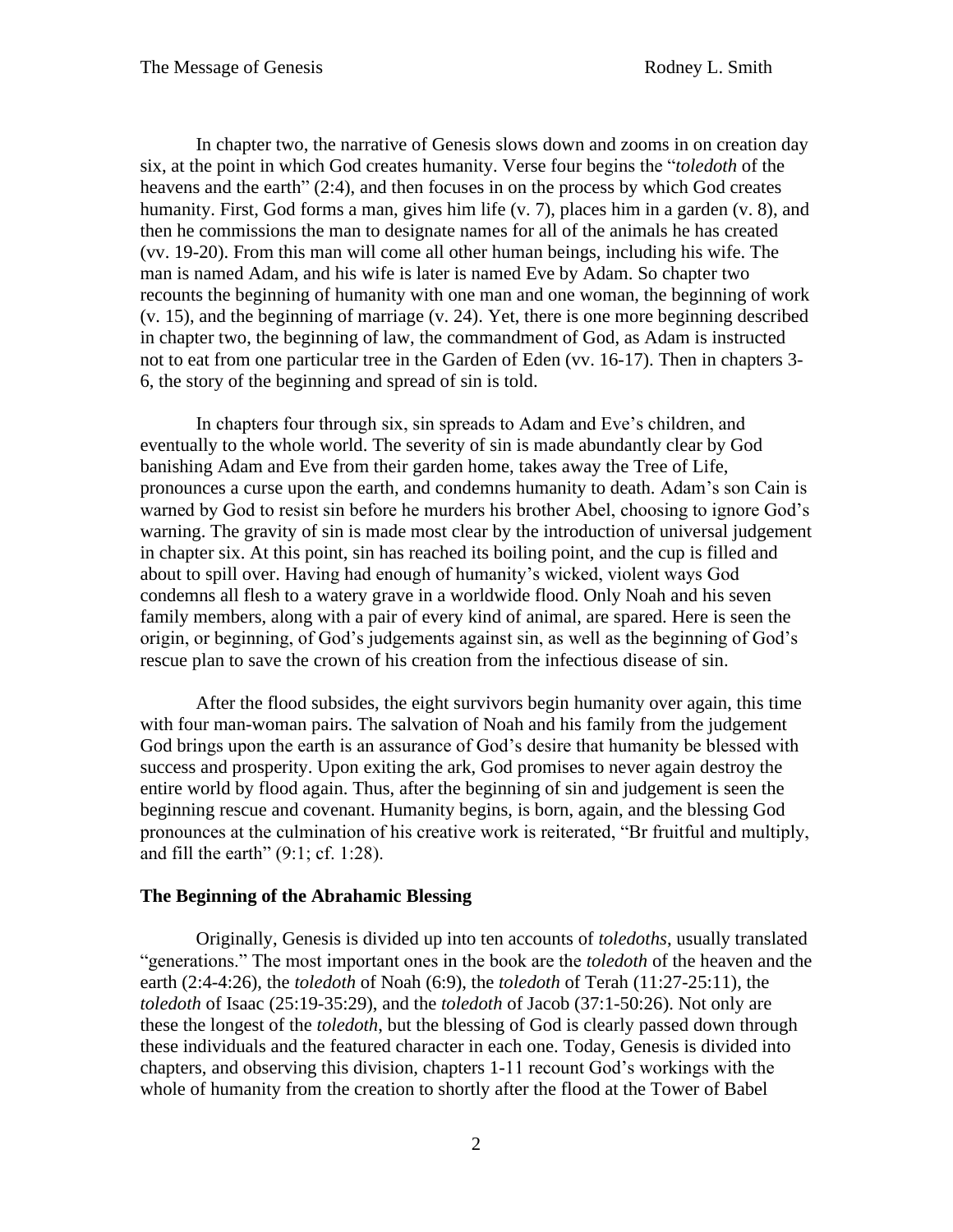In chapter two, the narrative of Genesis slows down and zooms in on creation day six, at the point in which God creates humanity. Verse four begins the "*toledoth* of the heavens and the earth" (2:4), and then focuses in on the process by which God creates humanity. First, God forms a man, gives him life (v. 7), places him in a garden (v. 8), and then he commissions the man to designate names for all of the animals he has created (vv. 19-20). From this man will come all other human beings, including his wife. The man is named Adam, and his wife is later is named Eve by Adam. So chapter two recounts the beginning of humanity with one man and one woman, the beginning of work (v. 15), and the beginning of marriage (v. 24). Yet, there is one more beginning described in chapter two, the beginning of law, the commandment of God, as Adam is instructed not to eat from one particular tree in the Garden of Eden (vv. 16-17). Then in chapters 3-6, the story of the beginning and spread of sin is told.

In chapters four through six, sin spreads to Adam and Eve's children, and eventually to the whole world. The severity of sin is made abundantly clear by God banishing Adam and Eve from their garden home, takes away the Tree of Life, pronounces a curse upon the earth, and condemns humanity to death. Adam's son Cain is warned by God to resist sin before he murders his brother Abel, choosing to ignore God's warning. The gravity of sin is made most clear by the introduction of universal judgement in chapter six. At this point, sin has reached its boiling point, and the cup is filled and about to spill over. Having had enough of humanity's wicked, violent ways God condemns all flesh to a watery grave in a worldwide flood. Only Noah and his seven family members, along with a pair of every kind of animal, are spared. Here is seen the origin, or beginning, of God's judgements against sin, as well as the beginning of God's rescue plan to save the crown of his creation from the infectious disease of sin.

After the flood subsides, the eight survivors begin humanity over again, this time with four man-woman pairs. The salvation of Noah and his family from the judgement God brings upon the earth is an assurance of God's desire that humanity be blessed with success and prosperity. Upon exiting the ark, God promises to never again destroy the entire world by flood again. Thus, after the beginning of sin and judgement is seen the beginning rescue and covenant. Humanity begins, is born, again, and the blessing God pronounces at the culmination of his creative work is reiterated, "Br fruitful and multiply, and fill the earth" (9:1; cf. 1:28).

### The Beginning of the Abrahamic Blessing

Originally, Genesis is divided up into ten accounts of *toledoths*, usually translated "generations." The most important ones in the book are the *toledoth* of the heaven and the earth (2:4-4:26), the *toledoth* of Noah (6:9), the *toledoth* of Terah (11:27-25:11), the *toledoth* of Isaac (25:19-35:29), and the *toledoth* of Jacob (37:1-50:26). Not only are these the longest of the *toledoth*, but the blessing of God is clearly passed down through these individuals and the featured character in each one. Today, Genesis is divided into chapters, and observing this division, chapters 1-11 recount God's workings with the whole of humanity from the creation to shortly after the flood at the Tower of Babel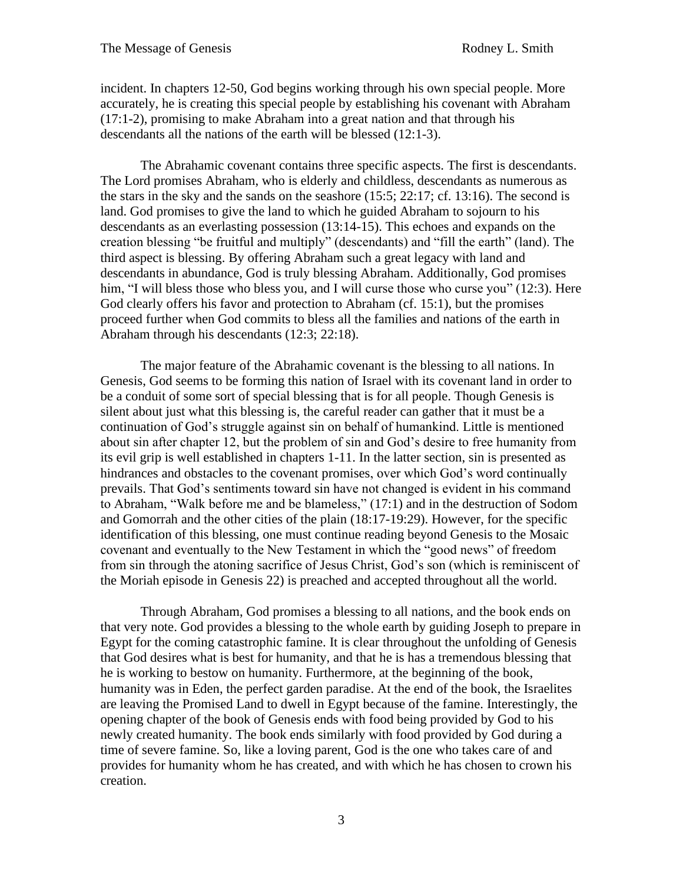incident. In chapters 12-50, God begins working through his own special people. More accurately, he is creating this special people by establishing his covenant with Abraham (17:1-2), promising to make Abraham into a great nation and that through his descendants all the nations of the earth will be blessed (12:1-3).

The Abrahamic covenant contains three specific aspects. The first is descendants. The Lord promises Abraham, who is elderly and childless, descendants as numerous as the stars in the sky and the sands on the seashore (15:5; 22:17; cf. 13:16). The second is land. God promises to give the land to which he guided Abraham to sojourn to his descendants as an everlasting possession (13:14-15). This echoes and expands on the creation blessing "be fruitful and multiply" (descendants) and "fill the earth" (land). The third aspect is blessing. By offering Abraham such a great legacy with land and descendants in abundance, God is truly blessing Abraham. Additionally, God promises him, "I will bless those who bless you, and I will curse those who curse you" (12:3). Here God clearly offers his favor and protection to Abraham (cf. 15:1), but the promises proceed further when God commits to bless all the families and nations of the earth in Abraham through his descendants (12:3; 22:18).

The major feature of the Abrahamic covenant is the blessing to all nations. In Genesis, God seems to be forming this nation of Israel with its covenant land in order to be a conduit of some sort of special blessing that is for all people. Though Genesis is silent about just what this blessing is, the careful reader can gather that it must be a continuation of God's struggle against sin on behalf of humankind. Little is mentioned about sin after chapter 12, but the problem of sin and God's desire to free humanity from its evil grip is well established in chapters 1-11. In the latter section, sin is presented as hindrances and obstacles to the covenant promises, over which God's word continually prevails. That God's sentiments toward sin have not changed is evident in his command to Abraham, "Walk before me and be blameless," (17:1) and in the destruction of Sodom and Gomorrah and the other cities of the plain (18:17-19:29). However, for the specific identification of this blessing, one must continue reading beyond Genesis to the Mosaic covenant and eventually to the New Testament in which the "good news" of freedom from sin through the atoning sacrifice of Jesus Christ, God's son (which is reminiscent of the Moriah episode in Genesis 22) is preached and accepted throughout all the world.

Through Abraham, God promises a blessing to all nations, and the book ends on that very note. God provides a blessing to the whole earth by guiding Joseph to prepare in Egypt for the coming catastrophic famine. It is clear throughout the unfolding of Genesis that God desires what is best for humanity, and that he is has a tremendous blessing that he is working to bestow on humanity. Furthermore, at the beginning of the book, humanity was in Eden, the perfect garden paradise. At the end of the book, the Israelites are leaving the Promised Land to dwell in Egypt because of the famine. Interestingly, the opening chapter of the book of Genesis ends with food being provided by God to his newly created humanity. The book ends similarly with food provided by God during a time of severe famine. So, like a loving parent, God is the one who takes care of and provides for humanity whom he has created, and with which he has chosen to crown his creation.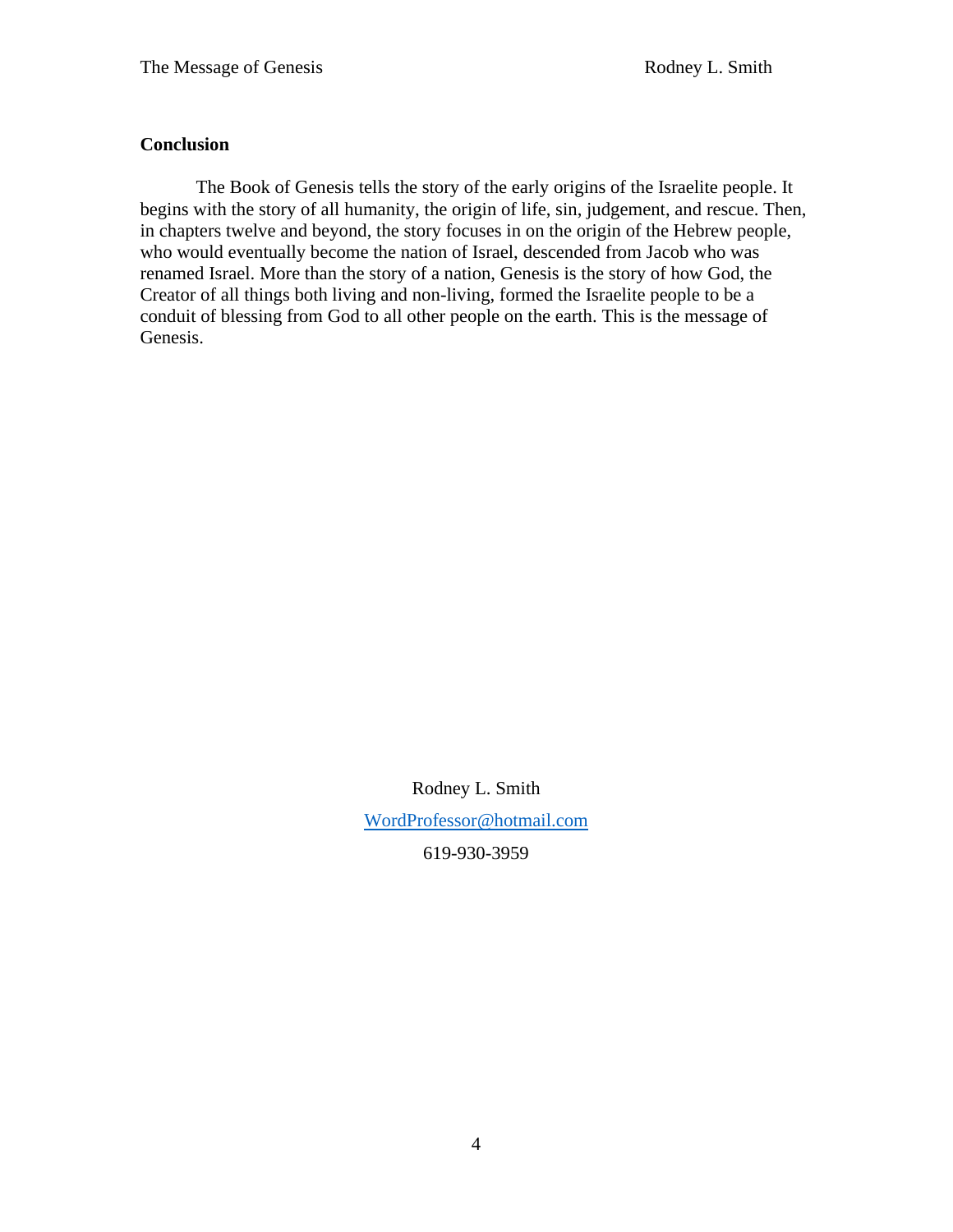**Conclusion**

The Book of Genesis tells the story of the early origins of the Israelite people. It begins with the story of all humanity, the origin of life, sin, judgement, and rescue. Then, in chapters twelve and beyond, the story focuses in on the origin of the Hebrew people, who would eventually become the nation of Israel, descended from Jacob who was renamed Israel. More than the story of a nation, Genesis is the story of how God, the Creator of all things both living and non-living, formed the Israelite people to be a conduit of blessing from God to all other people on the earth. This is the message of Genesis.

Rodney L. Smith

WordProfessor@hotmail.com

619-930-3959